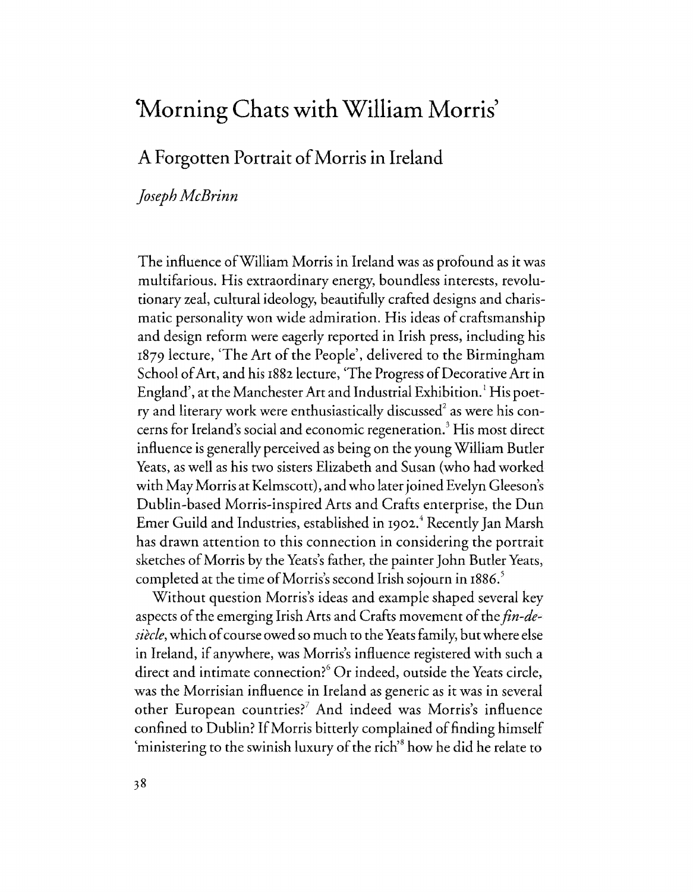# 'Morning Chats with William Morris'

## A Forgotten Portrait of Morris in Ireland

*Joseph McBrinn*

The influence of William Morris in Ireland was as profound as it was multifarious. His extraordinary energy, boundless interests, revolutionary zeal, cultural ideology, beautifully crafted designs and charismatic personality won wide admiration. His ideas of craftsmanship and design reform were eagerly reported in Irish press, including his 1879 lecture, 'The Art of the People', delivered to the Birmingham School of Art, and his 1882 lecture, 'The Progress of Decorative Art in England', at the Manchester Art and Industrial Exhibition.[1] His poetry and literary work were enthusiastically discussed[2] as were his concerns for Ireland's social and economic regeneration.[3] His most direct influence is generally perceived as being on the young William Butler Yeats, as well as his two sisters Elizabeth and Susan (who had worked with May Morris at Kelmscott), and who later joined Evelyn Gleeson's Dublin-based Morris-inspired Arts and Crafts enterprise, the Dun Emer Guild and Industries, established in 1902.[4] Recently Jan Marsh has drawn attention to this connection in considering the portrait sketches of Morris by the Yeats's father, the painter John Butler Yeats, completed at the time of Morris's second Irish sojourn in 1886.[5]

Without question Morris's ideas and example shaped several key aspects of the emerging Irish Arts and Crafts movement of the *fin-de-siècle*, which of course owed so much to the Yeats family, but where else in Ireland, if anywhere, was Morris's influence registered with such a direct and intimate connection?[6] Or indeed, outside the Yeats circle, was the Morrisian influence in Ireland as generic as it was in several other European countries?[7] And indeed was Morris's influence confined to Dublin? If Morris bitterly complained of finding himself 'ministering to the swinish luxury of the rich'[8] how he did he relate to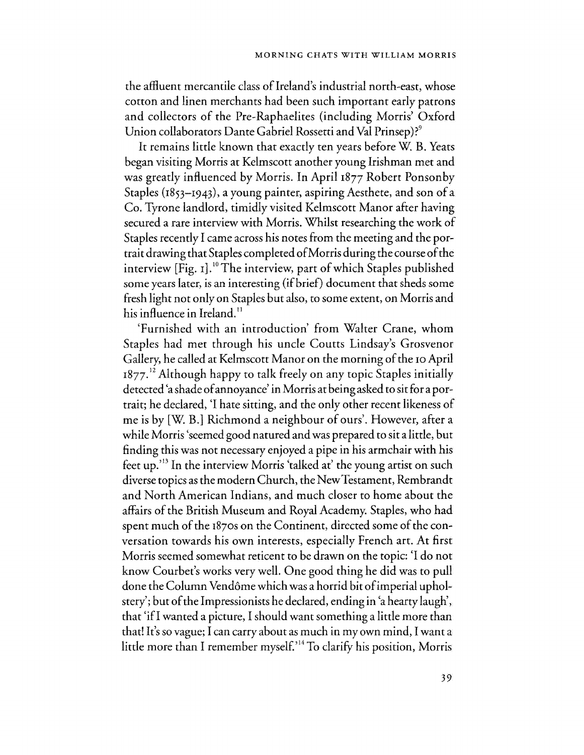the affluent mercantile class of Ireland's industrial north-east, whose cotton and linen merchants had been such important early patrons and collectors of the Pre-Raphaelites (including Morris' Oxford Union collaborators Dante Gabriel Rossetti and Val Prinsep)?[9]

It remains little known that exactly ten years before W. B. Yeats began visiting Morris at Kelmscott another young Irishman met and was greatly influenced by Morris. In April 1877 Robert Ponsonby Staples (1853–1943), a young painter, aspiring Aesthete, and son of a Co. Tyrone landlord, timidly visited Kelmscott Manor after having secured a rare interview with Morris. Whilst researching the work of Staples recently I came across his notes from the meeting and the portrait drawing that Staples completed of Morris during the course of the interview [Fig. 1].[10] The interview, part of which Staples published some years later, is an interesting (if brief) document that sheds some fresh light not only on Staples but also, to some extent, on Morris and his influence in Ireland.[11]

'Furnished with an introduction' from Walter Crane, whom Staples had met through his uncle Coutts Lindsay's Grosvenor Gallery, he called at Kelmscott Manor on the morning of the 10 April 1877.[12] Although happy to talk freely on any topic Staples initially detected 'a shade of annoyance' in Morris at being asked to sit for a portrait; he declared, 'I hate sitting, and the only other recent likeness of me is by [W. B.] Richmond a neighbour of ours'. However, after a while Morris 'seemed good natured and was prepared to sit a little, but finding this was not necessary enjoyed a pipe in his armchair with his feet up.'[13] In the interview Morris 'talked at' the young artist on such diverse topics as the modern Church, the New Testament, Rembrandt and North American Indians, and much closer to home about the affairs of the British Museum and Royal Academy. Staples, who had spent much of the 1870s on the Continent, directed some of the conversation towards his own interests, especially French art. At first Morris seemed somewhat reticent to be drawn on the topic: 'I do not know Courbet's works very well. One good thing he did was to pull done the Column Vendôme which was a horrid bit of imperial upholstery'; but of the Impressionists he declared, ending in 'a hearty laugh', that 'if I wanted a picture, I should want something a little more than that! It's so vague; I can carry about as much in my own mind, I want a little more than I remember myself.'[14] To clarify his position, Morris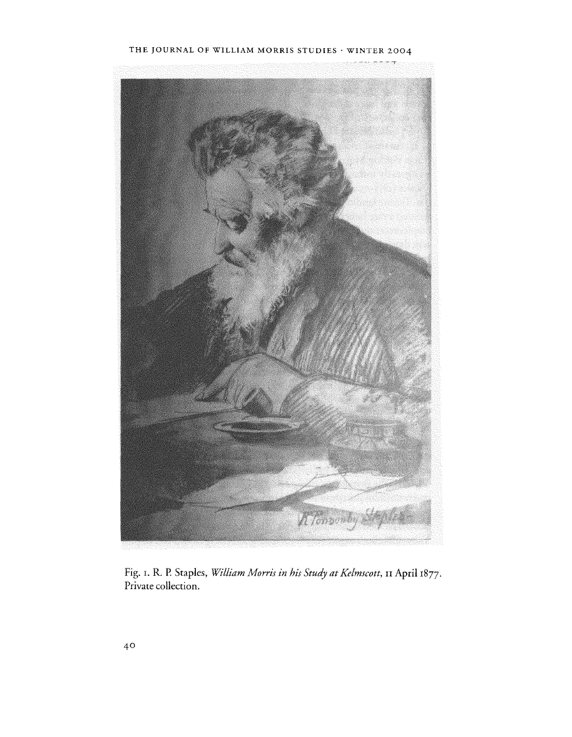Fig. 1. R. P. Staples, *William Morris in his Study at Kelmscott*, 11 April 1877. Private collection.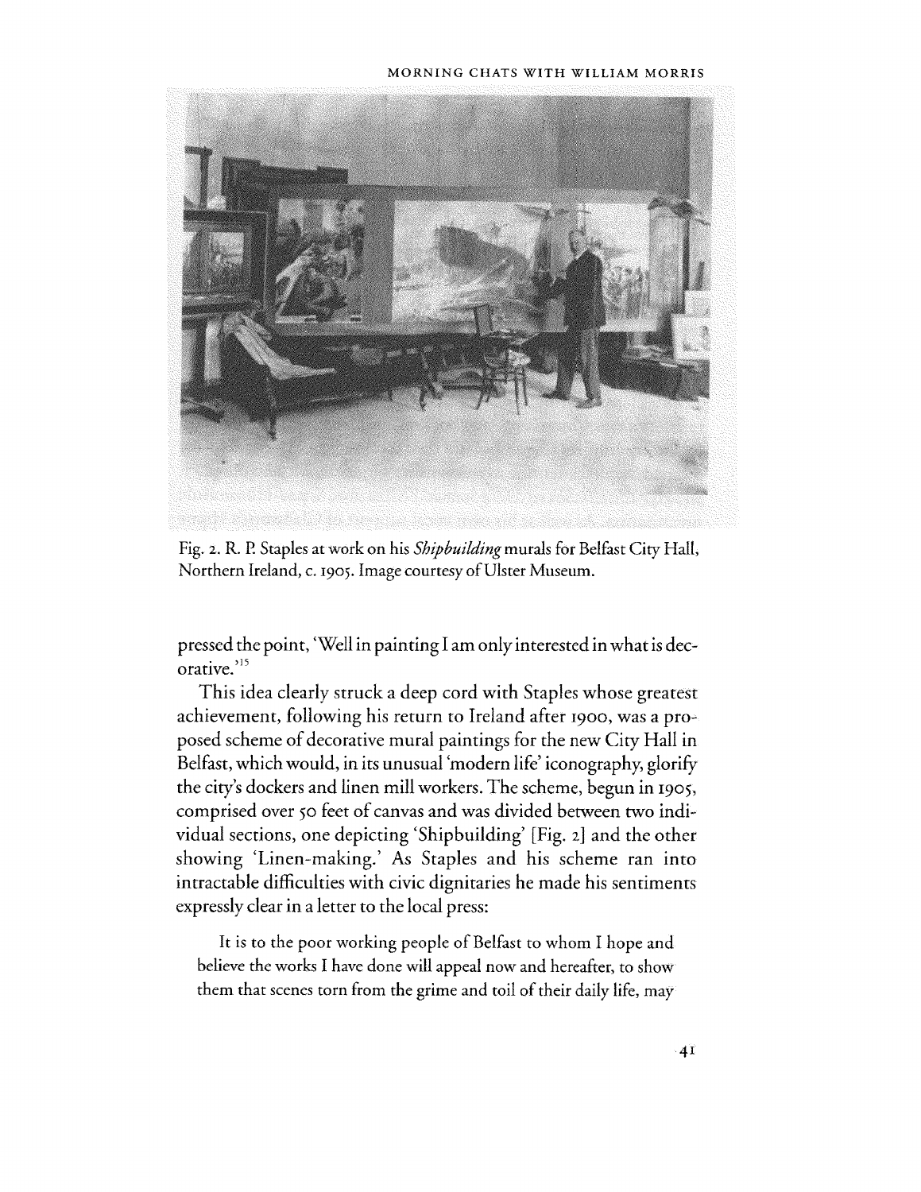Fig. 2. R. P. Staples at work on his *Shipbuilding* murals for Belfast City Hall, Northern Ireland, c. 1905. Image courtesy of Ulster Museum.

pressed the point, 'Well in painting I am only interested in what is decorative.'[15]

This idea clearly struck a deep cord with Staples whose greatest achievement, following his return to Ireland after 1900, was a proposed scheme of decorative mural paintings for the new City Hall in Belfast, which would, in its unusual 'modern life' iconography, glorify the city's dockers and linen mill workers. The scheme, begun in 1905, comprised over 50 feet of canvas and was divided between two individual sections, one depicting 'Shipbuilding' [Fig. 2] and the other showing 'Linen-making.' As Staples and his scheme ran into intractable difficulties with civic dignitaries he made his sentiments expressly clear in a letter to the local press:

> It is to the poor working people of Belfast to whom I hope and believe the works I have done will appeal now and hereafter, to show them that scenes torn from the grime and toil of their daily life, may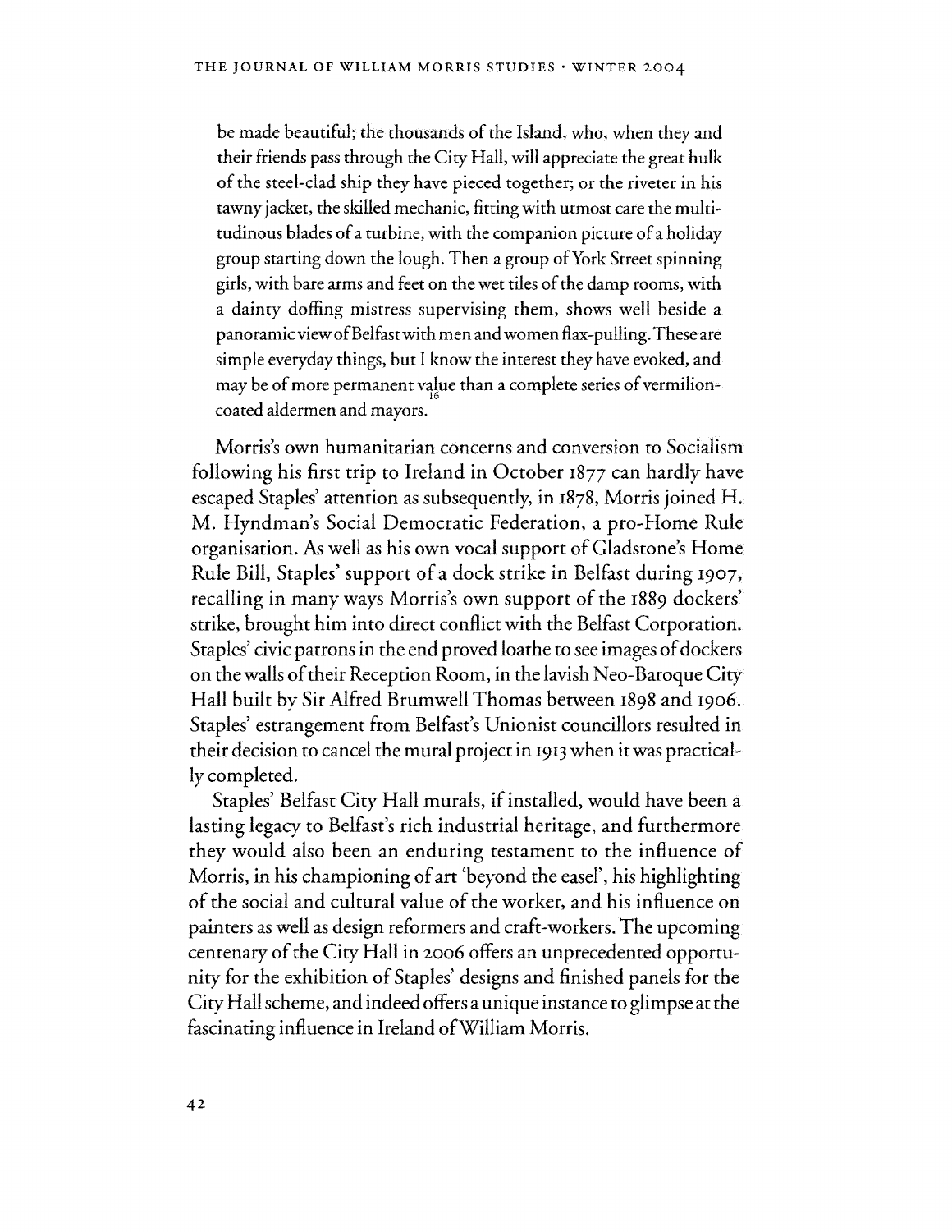be made beautiful; the thousands of the Island, who, when they and their friends pass through the City Hall, will appreciate the great hulk of the steel-clad ship they have pieced together; or the riveter in his tawny jacket, the skilled mechanic, fitting with utmost care the multitudinous blades of a turbine, with the companion picture of a holiday group starting down the lough. Then a group of York Street spinning girls, with bare arms and feet on the wet tiles of the damp rooms, with a dainty doffing mistress supervising them, shows well beside a panoramic view of Belfast with men and women flax-pulling. These are simple everyday things, but I know the interest they have evoked, and may be of more permanent value than a complete series of vermilion-coated aldermen and mayors.[16]

Morris's own humanitarian concerns and conversion to Socialism following his first trip to Ireland in October 1877 can hardly have escaped Staples' attention as subsequently, in 1878, Morris joined H. M. Hyndman's Social Democratic Federation, a pro-Home Rule organisation. As well as his own vocal support of Gladstone's Home Rule Bill, Staples' support of a dock strike in Belfast during 1907, recalling in many ways Morris's own support of the 1889 dockers' strike, brought him into direct conflict with the Belfast Corporation. Staples' civic patrons in the end proved loathe to see images of dockers on the walls of their Reception Room, in the lavish Neo-Baroque City Hall built by Sir Alfred Brumwell Thomas between 1898 and 1906. Staples' estrangement from Belfast's Unionist councillors resulted in their decision to cancel the mural project in 1913 when it was practically completed.

Staples' Belfast City Hall murals, if installed, would have been a lasting legacy to Belfast's rich industrial heritage, and furthermore they would also been an enduring testament to the influence of Morris, in his championing of art 'beyond the easel', his highlighting of the social and cultural value of the worker, and his influence on painters as well as design reformers and craft-workers. The upcoming centenary of the City Hall in 2006 offers an unprecedented opportunity for the exhibition of Staples' designs and finished panels for the City Hall scheme, and indeed offers a unique instance to glimpse at the fascinating influence in Ireland of William Morris.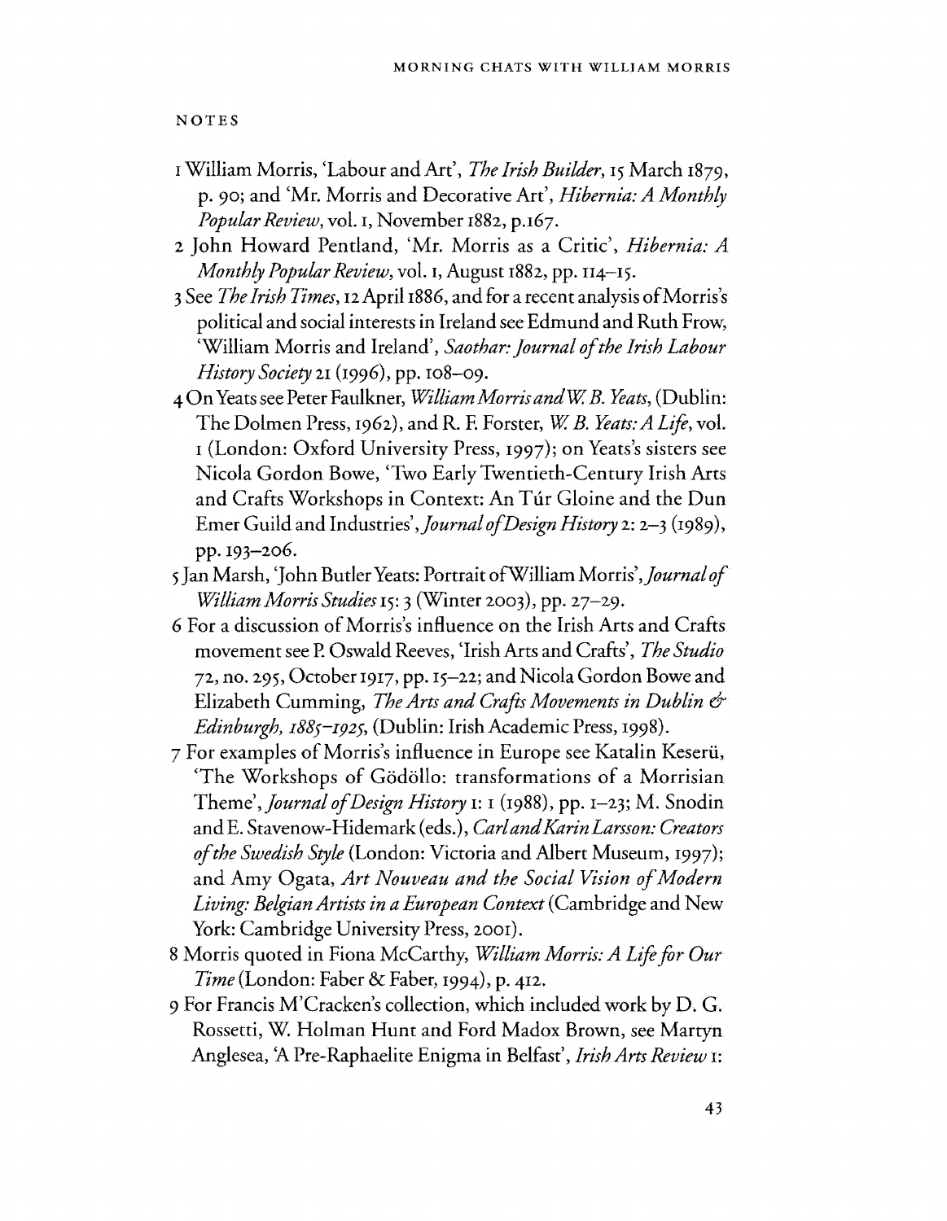NOTES

1 William Morris, 'Labour and Art', *The Irish Builder*, 15 March 1879, p. 90; and 'Mr. Morris and Decorative Art', *Hibernia: A Monthly Popular Review*, vol. 1, November 1882, p.167.

2 John Howard Pentland, 'Mr. Morris as a Critic', *Hibernia: A Monthly Popular Review*, vol. 1, August 1882, pp. 114–15.

3 See *The Irish Times*, 12 April 1886, and for a recent analysis of Morris's political and social interests in Ireland see Edmund and Ruth Frow, 'William Morris and Ireland', *Saothar: Journal of the Irish Labour History Society* 21 (1996), pp. 108–09.

4 On Yeats see Peter Faulkner, *William Morris and W. B. Yeats*, (Dublin: The Dolmen Press, 1962), and R. F. Forster, *W. B. Yeats: A Life*, vol. 1 (London: Oxford University Press, 1997); on Yeats's sisters see Nicola Gordon Bowe, 'Two Early Twentieth-Century Irish Arts and Crafts Workshops in Context: An Túr Gloine and the Dun Emer Guild and Industries', *Journal of Design History* 2: 2–3 (1989), pp. 193–206.

5 Jan Marsh, 'John Butler Yeats: Portrait of William Morris', *Journal of William Morris Studies* 15: 3 (Winter 2003), pp. 27–29.

6 For a discussion of Morris's influence on the Irish Arts and Crafts movement see P. Oswald Reeves, 'Irish Arts and Crafts', *The Studio* 72, no. 295, October 1917, pp. 15–22; and Nicola Gordon Bowe and Elizabeth Cumming, *The Arts and Crafts Movements in Dublin & Edinburgh, 1885–1925*, (Dublin: Irish Academic Press, 1998).

7 For examples of Morris's influence in Europe see Katalin Keserü, 'The Workshops of Gödöllo: transformations of a Morrisian Theme', *Journal of Design History* 1: 1 (1988), pp. 1–23; M. Snodin and E. Stavenow-Hidemark (eds.), *Carl and Karin Larsson: Creators of the Swedish Style* (London: Victoria and Albert Museum, 1997); and Amy Ogata, *Art Nouveau and the Social Vision of Modern Living: Belgian Artists in a European Context* (Cambridge and New York: Cambridge University Press, 2001).

8 Morris quoted in Fiona McCarthy, *William Morris: A Life for Our Time* (London: Faber & Faber, 1994), p. 412.

9 For Francis M'Cracken's collection, which included work by D. G. Rossetti, W. Holman Hunt and Ford Madox Brown, see Martyn Anglesea, 'A Pre-Raphaelite Enigma in Belfast', *Irish Arts Review* 1: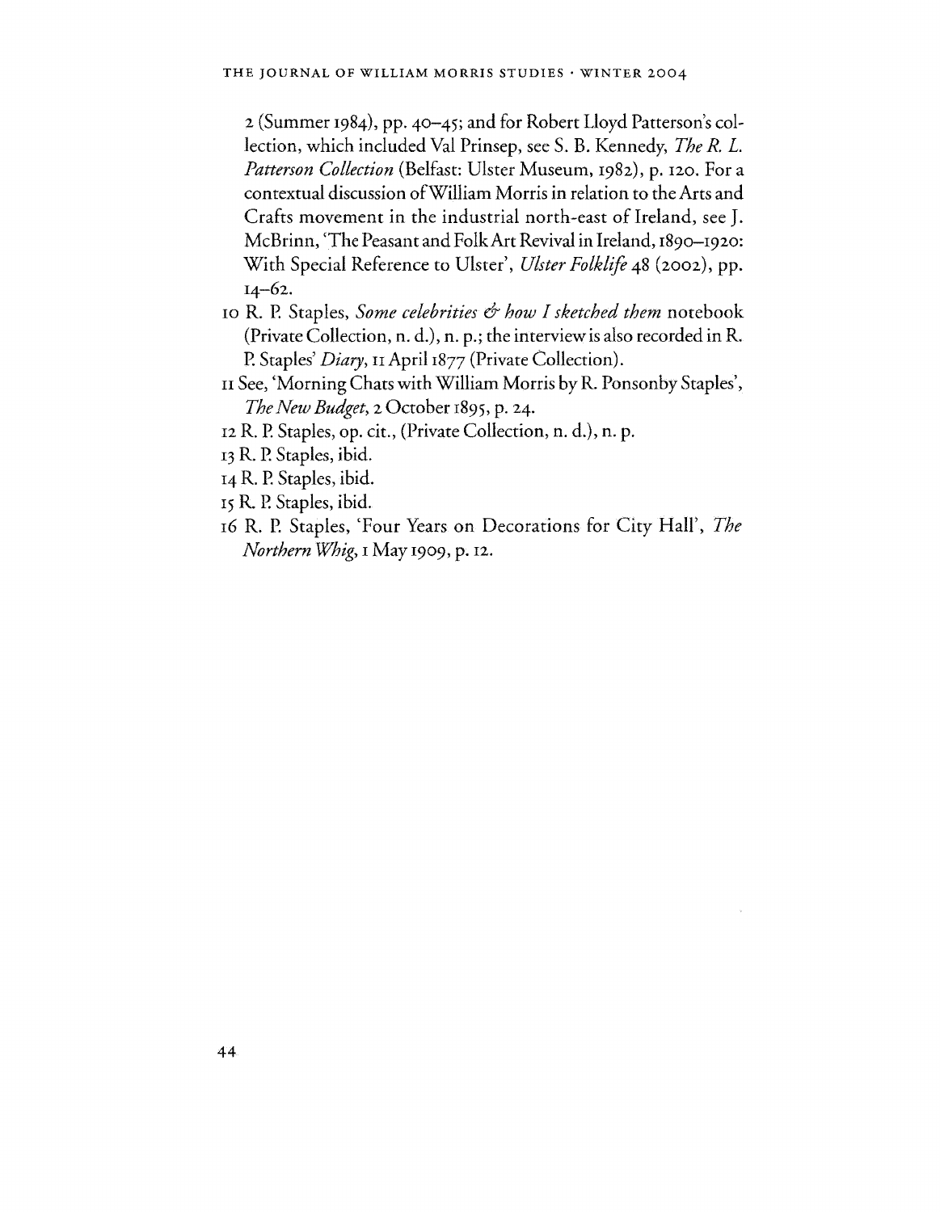2 (Summer 1984), pp. 40–45; and for Robert Lloyd Patterson's collection, which included Val Prinsep, see S. B. Kennedy, *The R. L. Patterson Collection* (Belfast: Ulster Museum, 1982), p. 120. For a contextual discussion of William Morris in relation to the Arts and Crafts movement in the industrial north-east of Ireland, see J. McBrinn, 'The Peasant and Folk Art Revival in Ireland, 1890–1920: With Special Reference to Ulster', *Ulster Folklife* 48 (2002), pp. 14–62.

10 R. P. Staples, *Some celebrities & how I sketched them* notebook (Private Collection, n. d.), n. p.; the interview is also recorded in R. P. Staples' *Diary*, 11 April 1877 (Private Collection).

11 See, 'Morning Chats with William Morris by R. Ponsonby Staples', *The New Budget*, 2 October 1895, p. 24.

12 R. P. Staples, op. cit., (Private Collection, n. d.), n. p.

13 R. P. Staples, ibid.

14 R. P. Staples, ibid.

15 R. P. Staples, ibid.

16 R. P. Staples, 'Four Years on Decorations for City Hall', *The Northern Whig*, 1 May 1909, p. 12.